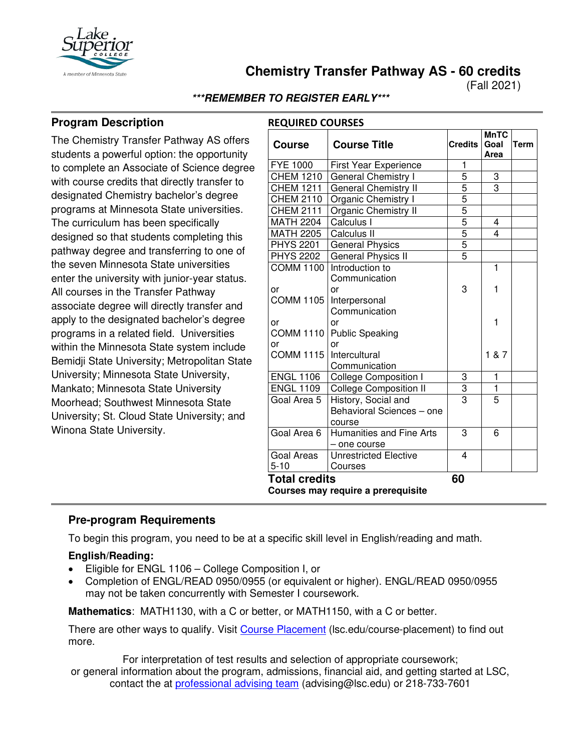# Chemistry Transfer Pathway AS - 60 credits

(Fall 2021)

***REMEMBER TO REGISTER EARLY***

## Program Description

The Chemistry Transfer Pathway AS offers students a powerful option: the opportunity to complete an Associate of Science degree with course credits that directly transfer to designated Chemistry bachelor's degree programs at Minnesota State universities. The curriculum has been specifically designed so that students completing this pathway degree and transferring to one of the seven Minnesota State universities enter the university with junior-year status. All courses in the Transfer Pathway associate degree will directly transfer and apply to the designated bachelor's degree programs in a related field. Universities within the Minnesota State system include Bemidji State University; Metropolitan State University; Minnesota State University, Mankato; Minnesota State University Moorhead; Southwest Minnesota State University; St. Cloud State University; and Winona State University.

## REQUIRED COURSES

| Course | Course Title | Credits | MnTC Goal Area | Term |
|---|---|---|---|---|
| FYE 1000 | First Year Experience | 1 | | |
| CHEM 1210 | General Chemistry I | 5 | 3 | |
| CHEM 1211 | General Chemistry II | 5 | 3 | |
| CHEM 2110 | Organic Chemistry I | 5 | | |
| CHEM 2111 | Organic Chemistry II | 5 | | |
| MATH 2204 | Calculus I | 5 | 4 | |
| MATH 2205 | Calculus II | 5 | 4 | |
| PHYS 2201 | General Physics | 5 | | |
| PHYS 2202 | General Physics II | 5 | | |
| COMM 1100 or COMM 1105 or COMM 1110 or COMM 1115 | Introduction to Communication or Interpersonal Communication or Public Speaking or Intercultural Communication | 3 | 1 / 1 / 1 / 1 & 7 | |
| ENGL 1106 | College Composition I | 3 | 1 | |
| ENGL 1109 | College Composition II | 3 | 1 | |
| Goal Area 5 | History, Social and Behavioral Sciences – one course | 3 | 5 | |
| Goal Area 6 | Humanities and Fine Arts – one course | 3 | 6 | |
| Goal Areas 5-10 | Unrestricted Elective Courses | 4 | | |
| **Total credits** | | **60** | | |

**Courses may require a prerequisite**

## Pre-program Requirements

To begin this program, you need to be at a specific skill level in English/reading and math.

**English/Reading:**

- Eligible for ENGL 1106 – College Composition I, or
- Completion of ENGL/READ 0950/0955 (or equivalent or higher). ENGL/READ 0950/0955 may not be taken concurrently with Semester I coursework.

**Mathematics**: MATH1130, with a C or better, or MATH1150, with a C or better.

There are other ways to qualify. Visit Course Placement (lsc.edu/course-placement) to find out more.

For interpretation of test results and selection of appropriate coursework; or general information about the program, admissions, financial aid, and getting started at LSC, contact the at professional advising team (advising@lsc.edu) or 218-733-7601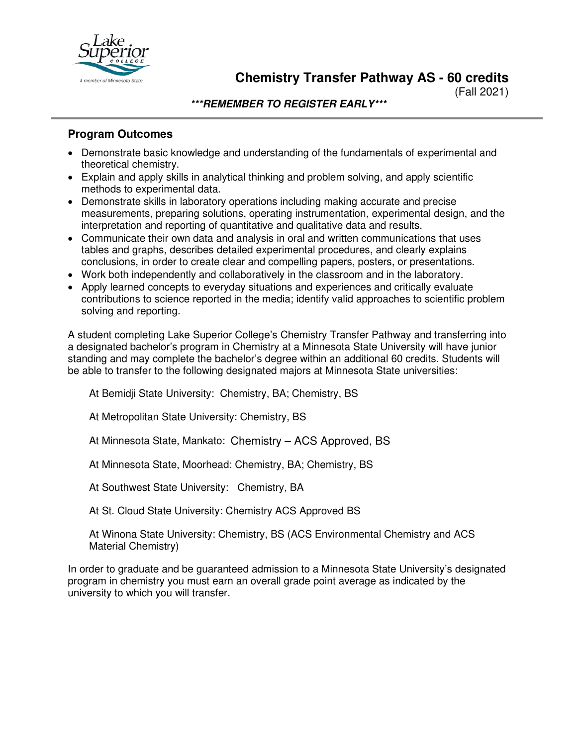# Chemistry Transfer Pathway AS - 60 credits

(Fall 2021)

***\*\*\*REMEMBER TO REGISTER EARLY\*\*\****

## Program Outcomes

- Demonstrate basic knowledge and understanding of the fundamentals of experimental and theoretical chemistry.
- Explain and apply skills in analytical thinking and problem solving, and apply scientific methods to experimental data.
- Demonstrate skills in laboratory operations including making accurate and precise measurements, preparing solutions, operating instrumentation, experimental design, and the interpretation and reporting of quantitative and qualitative data and results.
- Communicate their own data and analysis in oral and written communications that uses tables and graphs, describes detailed experimental procedures, and clearly explains conclusions, in order to create clear and compelling papers, posters, or presentations.
- Work both independently and collaboratively in the classroom and in the laboratory.
- Apply learned concepts to everyday situations and experiences and critically evaluate contributions to science reported in the media; identify valid approaches to scientific problem solving and reporting.

A student completing Lake Superior College's Chemistry Transfer Pathway and transferring into a designated bachelor's program in Chemistry at a Minnesota State University will have junior standing and may complete the bachelor's degree within an additional 60 credits. Students will be able to transfer to the following designated majors at Minnesota State universities:

At Bemidji State University: Chemistry, BA; Chemistry, BS

At Metropolitan State University: Chemistry, BS

At Minnesota State, Mankato: Chemistry – ACS Approved, BS

At Minnesota State, Moorhead: Chemistry, BA; Chemistry, BS

At Southwest State University: Chemistry, BA

At St. Cloud State University: Chemistry ACS Approved BS

At Winona State University: Chemistry, BS (ACS Environmental Chemistry and ACS Material Chemistry)

In order to graduate and be guaranteed admission to a Minnesota State University's designated program in chemistry you must earn an overall grade point average as indicated by the university to which you will transfer.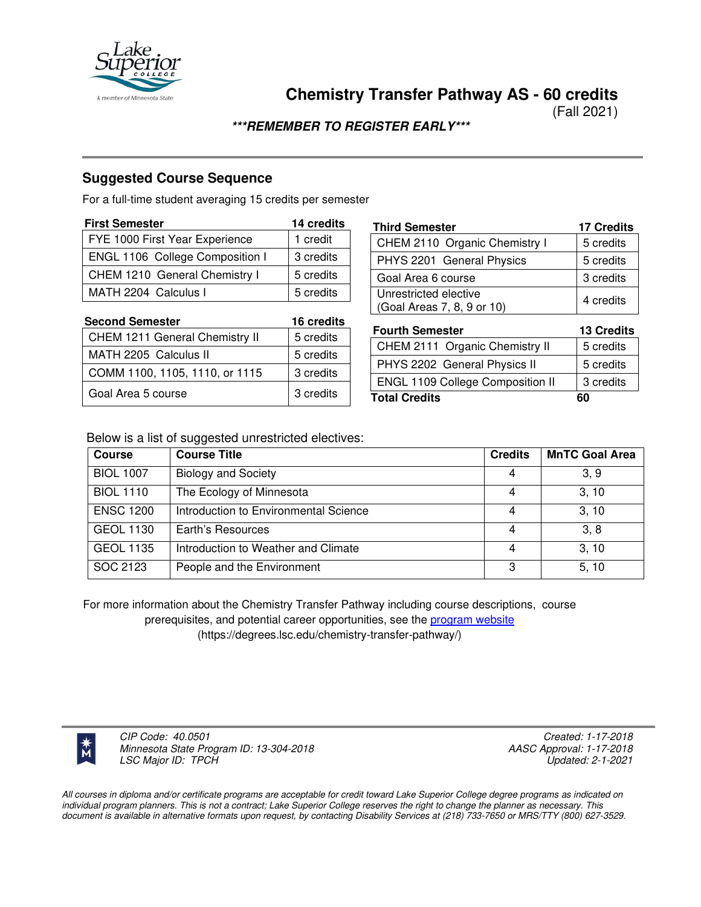# Chemistry Transfer Pathway AS - 60 credits

(Fall 2021)

***REMEMBER TO REGISTER EARLY***

## Suggested Course Sequence

For a full-time student averaging 15 credits per semester

| First Semester | 14 credits |
|---|---|
| FYE 1000 First Year Experience | 1 credit |
| ENGL 1106 College Composition I | 3 credits |
| CHEM 1210 General Chemistry I | 5 credits |
| MATH 2204 Calculus I | 5 credits |

| Second Semester | 16 credits |
|---|---|
| CHEM 1211 General Chemistry II | 5 credits |
| MATH 2205 Calculus II | 5 credits |
| COMM 1100, 1105, 1110, or 1115 | 3 credits |
| Goal Area 5 course | 3 credits |

| Third Semester | 17 Credits |
|---|---|
| CHEM 2110 Organic Chemistry I | 5 credits |
| PHYS 2201 General Physics | 5 credits |
| Goal Area 6 course | 3 credits |
| Unrestricted elective (Goal Areas 7, 8, 9 or 10) | 4 credits |

| Fourth Semester | 13 Credits |
|---|---|
| CHEM 2111 Organic Chemistry II | 5 credits |
| PHYS 2202 General Physics II | 5 credits |
| ENGL 1109 College Composition II | 3 credits |
| **Total Credits** | **60** |

Below is a list of suggested unrestricted electives:

| Course | Course Title | Credits | MnTC Goal Area |
|---|---|---|---|
| BIOL 1007 | Biology and Society | 4 | 3, 9 |
| BIOL 1110 | The Ecology of Minnesota | 4 | 3, 10 |
| ENSC 1200 | Introduction to Environmental Science | 4 | 3, 10 |
| GEOL 1130 | Earth's Resources | 4 | 3, 8 |
| GEOL 1135 | Introduction to Weather and Climate | 4 | 3, 10 |
| SOC 2123 | People and the Environment | 3 | 5, 10 |

For more information about the Chemistry Transfer Pathway including course descriptions, course prerequisites, and potential career opportunities, see the [program website](https://degrees.lsc.edu/chemistry-transfer-pathway/) (https://degrees.lsc.edu/chemistry-transfer-pathway/)

*CIP Code: 40.0501*
*Minnesota State Program ID: 13-304-2018*
*LSC Major ID: TPCH*

*Created: 1-17-2018*
*AASC Approval: 1-17-2018*
*Updated: 2-1-2021*

*All courses in diploma and/or certificate programs are acceptable for credit toward Lake Superior College degree programs as indicated on individual program planners. This is not a contract; Lake Superior College reserves the right to change the planner as necessary. This document is available in alternative formats upon request, by contacting Disability Services at (218) 733-7650 or MRS/TTY (800) 627-3529.*